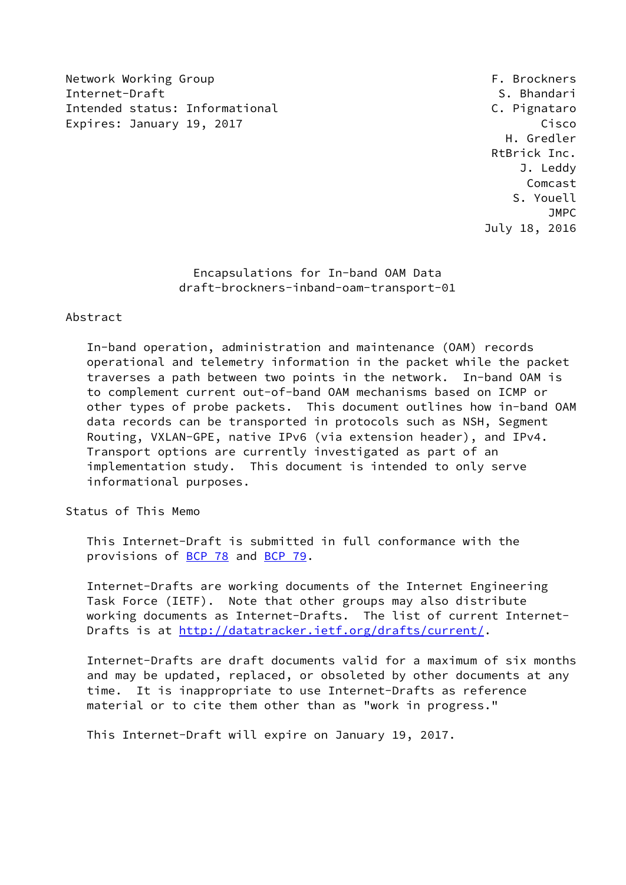Network Working Group F. Brockners
Internet-Draft S. Bhandari
Intended status: Informational C. Pignataro
Expires: January 19, 2017 Cisco
H. Gredler
RtBrick Inc.
J. Leddy
Comcast
S. Youell
JMPC
July 18, 2016

# Encapsulations for In-band OAM Data
## draft-brockners-inband-oam-transport-01

## Abstract

In-band operation, administration and maintenance (OAM) records operational and telemetry information in the packet while the packet traverses a path between two points in the network. In-band OAM is to complement current out-of-band OAM mechanisms based on ICMP or other types of probe packets. This document outlines how in-band OAM data records can be transported in protocols such as NSH, Segment Routing, VXLAN-GPE, native IPv6 (via extension header), and IPv4. Transport options are currently investigated as part of an implementation study. This document is intended to only serve informational purposes.

## Status of This Memo

This Internet-Draft is submitted in full conformance with the provisions of BCP 78 and BCP 79.

Internet-Drafts are working documents of the Internet Engineering Task Force (IETF). Note that other groups may also distribute working documents as Internet-Drafts. The list of current Internet-Drafts is at http://datatracker.ietf.org/drafts/current/.

Internet-Drafts are draft documents valid for a maximum of six months and may be updated, replaced, or obsoleted by other documents at any time. It is inappropriate to use Internet-Drafts as reference material or to cite them other than as "work in progress."

This Internet-Draft will expire on January 19, 2017.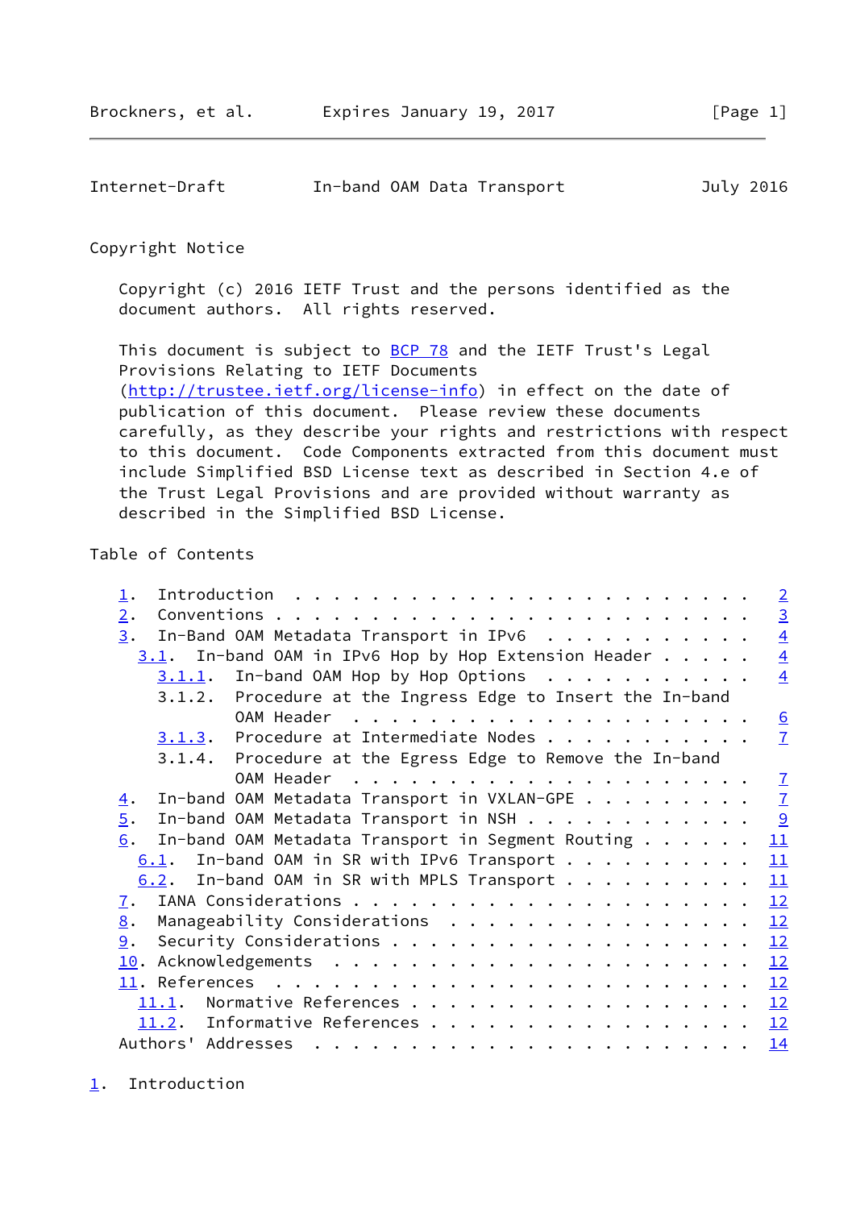## Copyright Notice

Copyright (c) 2016 IETF Trust and the persons identified as the document authors. All rights reserved.

This document is subject to BCP 78 and the IETF Trust's Legal Provisions Relating to IETF Documents (http://trustee.ietf.org/license-info) in effect on the date of publication of this document. Please review these documents carefully, as they describe your rights and restrictions with respect to this document. Code Components extracted from this document must include Simplified BSD License text as described in Section 4.e of the Trust Legal Provisions and are provided without warranty as described in the Simplified BSD License.

## Table of Contents

```
   1.  Introduction . . . . . . . . . . . . . . . . . . . . . . . .   2
   2.  Conventions  . . . . . . . . . . . . . . . . . . . . . . . .   3
   3.  In-Band OAM Metadata Transport in IPv6 . . . . . . . . . . .   4
     3.1.  In-band OAM in IPv6 Hop by Hop Extension Header  . . . . .   4
       3.1.1.  In-band OAM Hop by Hop Options . . . . . . . . . . .   4
       3.1.2.  Procedure at the Ingress Edge to Insert the In-band
               OAM Header . . . . . . . . . . . . . . . . . . . . .   6
       3.1.3.  Procedure at Intermediate Nodes  . . . . . . . . . .   7
       3.1.4.  Procedure at the Egress Edge to Remove the In-band
               OAM Header . . . . . . . . . . . . . . . . . . . . .   7
   4.  In-band OAM Metadata Transport in VXLAN-GPE  . . . . . . . .   7
   5.  In-band OAM Metadata Transport in NSH  . . . . . . . . . . .   9
   6.  In-band OAM Metadata Transport in Segment Routing  . . . . .  11
     6.1.  In-band OAM in SR with IPv6 Transport  . . . . . . . . .  11
     6.2.  In-band OAM in SR with MPLS Transport  . . . . . . . . .  11
   7.  IANA Considerations  . . . . . . . . . . . . . . . . . . . .  12
   8.  Manageability Considerations . . . . . . . . . . . . . . . .  12
   9.  Security Considerations  . . . . . . . . . . . . . . . . . .  12
   10. Acknowledgements . . . . . . . . . . . . . . . . . . . . . .  12
   11. References . . . . . . . . . . . . . . . . . . . . . . . . .  12
     11.1.  Normative References  . . . . . . . . . . . . . . . . .  12
     11.2.  Informative References  . . . . . . . . . . . . . . . .  12
   Authors' Addresses . . . . . . . . . . . . . . . . . . . . . . .  14
```

## 1. Introduction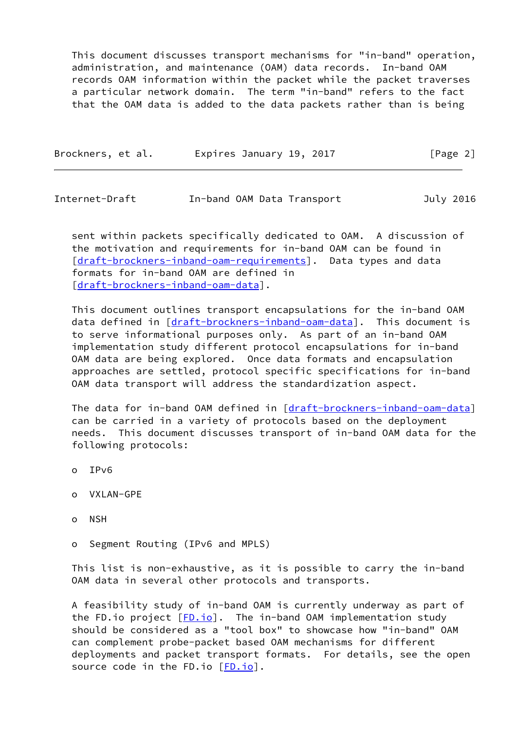This document discusses transport mechanisms for "in-band" operation, administration, and maintenance (OAM) data records. In-band OAM records OAM information within the packet while the packet traverses a particular network domain. The term "in-band" refers to the fact that the OAM data is added to the data packets rather than is being sent within packets specifically dedicated to OAM. A discussion of the motivation and requirements for in-band OAM can be found in [draft-brockners-inband-oam-requirements]. Data types and data formats for in-band OAM are defined in [draft-brockners-inband-oam-data].

This document outlines transport encapsulations for the in-band OAM data defined in [draft-brockners-inband-oam-data]. This document is to serve informational purposes only. As part of an in-band OAM implementation study different protocol encapsulations for in-band OAM data are being explored. Once data formats and encapsulation approaches are settled, protocol specific specifications for in-band OAM data transport will address the standardization aspect.

The data for in-band OAM defined in [draft-brockners-inband-oam-data] can be carried in a variety of protocols based on the deployment needs. This document discusses transport of in-band OAM data for the following protocols:

- IPv6
- VXLAN-GPE
- NSH
- Segment Routing (IPv6 and MPLS)

This list is non-exhaustive, as it is possible to carry the in-band OAM data in several other protocols and transports.

A feasibility study of in-band OAM is currently underway as part of the FD.io project [FD.io]. The in-band OAM implementation study should be considered as a "tool box" to showcase how "in-band" OAM can complement probe-packet based OAM mechanisms for different deployments and packet transport formats. For details, see the open source code in the FD.io [FD.io].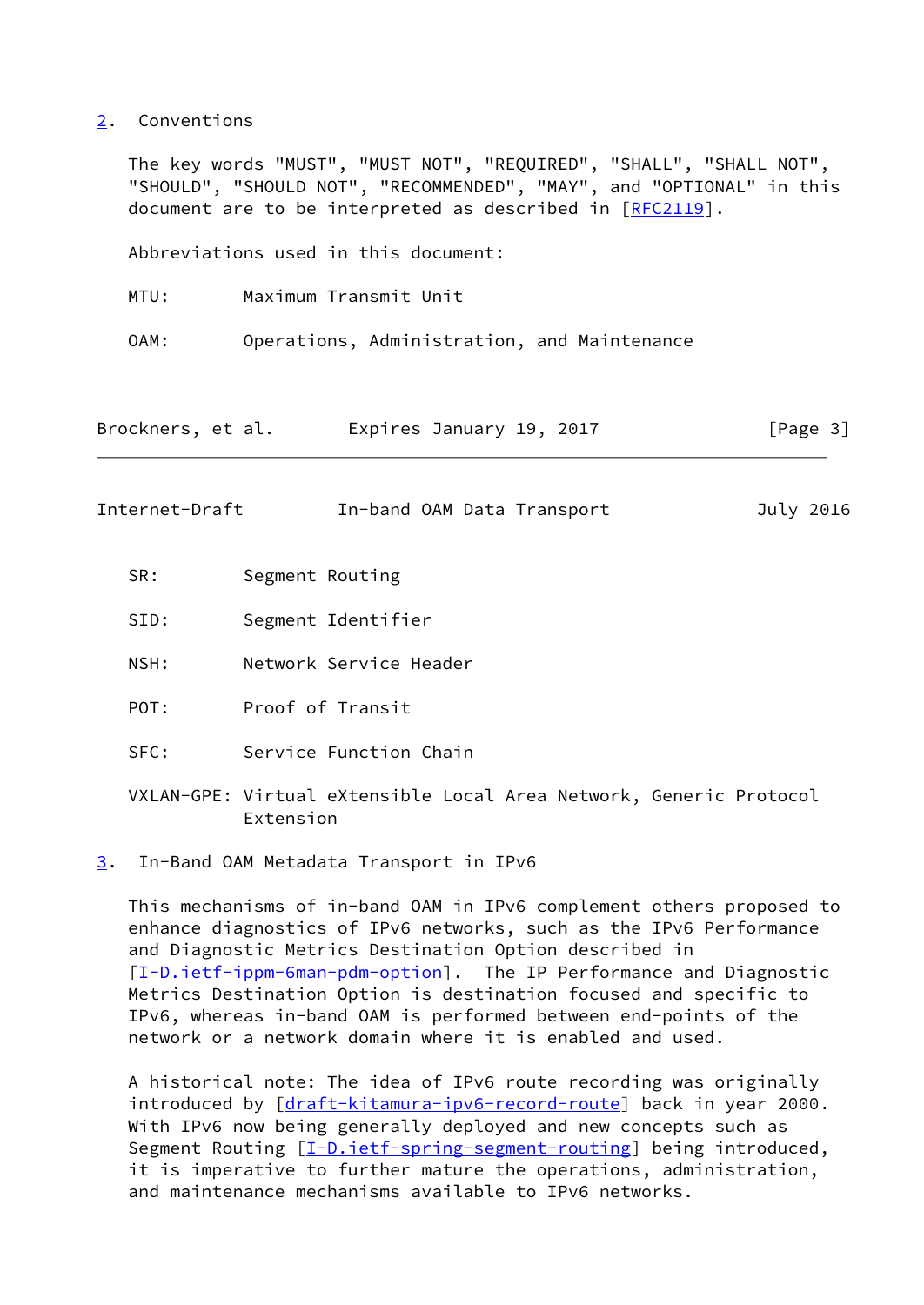## 2. Conventions

The key words "MUST", "MUST NOT", "REQUIRED", "SHALL", "SHALL NOT", "SHOULD", "SHOULD NOT", "RECOMMENDED", "MAY", and "OPTIONAL" in this document are to be interpreted as described in [RFC2119].

Abbreviations used in this document:

MTU: Maximum Transmit Unit

OAM: Operations, Administration, and Maintenance

SR: Segment Routing

SID: Segment Identifier

NSH: Network Service Header

POT: Proof of Transit

SFC: Service Function Chain

VXLAN-GPE: Virtual eXtensible Local Area Network, Generic Protocol Extension

## 3. In-Band OAM Metadata Transport in IPv6

This mechanisms of in-band OAM in IPv6 complement others proposed to enhance diagnostics of IPv6 networks, such as the IPv6 Performance and Diagnostic Metrics Destination Option described in [I-D.ietf-ippm-6man-pdm-option]. The IP Performance and Diagnostic Metrics Destination Option is destination focused and specific to IPv6, whereas in-band OAM is performed between end-points of the network or a network domain where it is enabled and used.

A historical note: The idea of IPv6 route recording was originally introduced by [draft-kitamura-ipv6-record-route] back in year 2000. With IPv6 now being generally deployed and new concepts such as Segment Routing [I-D.ietf-spring-segment-routing] being introduced, it is imperative to further mature the operations, administration, and maintenance mechanisms available to IPv6 networks.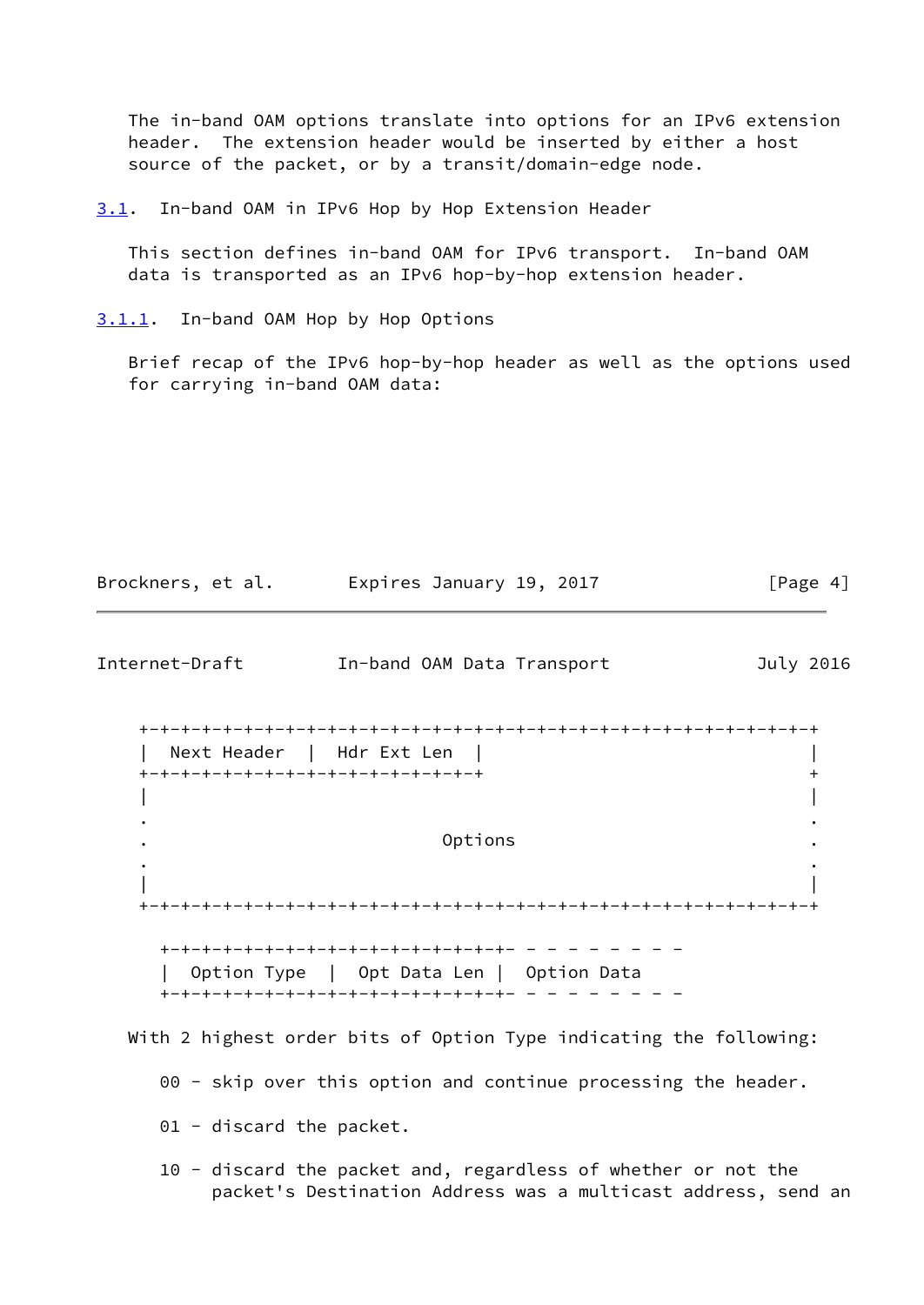The in-band OAM options translate into options for an IPv6 extension header. The extension header would be inserted by either a host source of the packet, or by a transit/domain-edge node.

## 3.1. In-band OAM in IPv6 Hop by Hop Extension Header

This section defines in-band OAM for IPv6 transport. In-band OAM data is transported as an IPv6 hop-by-hop extension header.

### 3.1.1. In-band OAM Hop by Hop Options

Brief recap of the IPv6 hop-by-hop header as well as the options used for carrying in-band OAM data:

```
 +-+-+-+-+-+-+-+-+-+-+-+-+-+-+-+-+-+-+-+-+-+-+-+-+-+-+-+-+-+-+-+-+
 |  Next Header  |  Hdr Ext Len  |                               |
 +-+-+-+-+-+-+-+-+-+-+-+-+-+-+-+-+                               +
 |                                                               |
 .                                                               .
 .                            Options                            .
 .                                                               .
 |                                                               |
 +-+-+-+-+-+-+-+-+-+-+-+-+-+-+-+-+-+-+-+-+-+-+-+-+-+-+-+-+-+-+-+-+

   +-+-+-+-+-+-+-+-+-+-+-+-+-+-+-+-+- - - - - - - - -
   |  Option Type  |  Opt Data Len |  Option Data
   +-+-+-+-+-+-+-+-+-+-+-+-+-+-+-+-+- - - - - - - - -
```

With 2 highest order bits of Option Type indicating the following:

00 - skip over this option and continue processing the header.

01 - discard the packet.

10 - discard the packet and, regardless of whether or not the packet's Destination Address was a multicast address, send an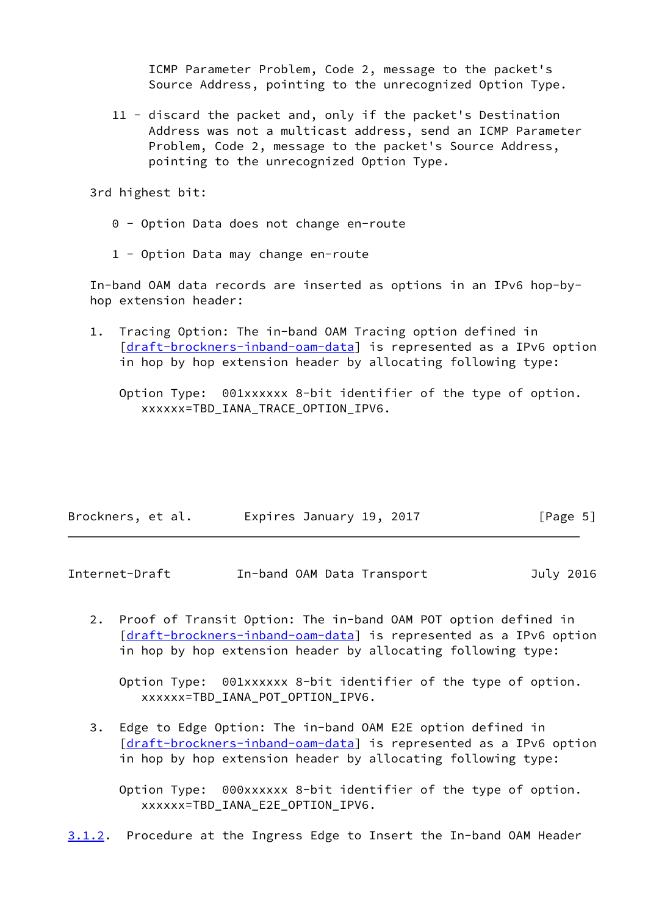ICMP Parameter Problem, Code 2, message to the packet's Source Address, pointing to the unrecognized Option Type.

11 - discard the packet and, only if the packet's Destination Address was not a multicast address, send an ICMP Parameter Problem, Code 2, message to the packet's Source Address, pointing to the unrecognized Option Type.

3rd highest bit:

0 - Option Data does not change en-route

1 - Option Data may change en-route

In-band OAM data records are inserted as options in an IPv6 hop-by-hop extension header:

1. Tracing Option: The in-band OAM Tracing option defined in [draft-brockners-inband-oam-data] is represented as a IPv6 option in hop by hop extension header by allocating following type:

   Option Type: 001xxxxxx 8-bit identifier of the type of option. xxxxxx=TBD_IANA_TRACE_OPTION_IPV6.

2. Proof of Transit Option: The in-band OAM POT option defined in [draft-brockners-inband-oam-data] is represented as a IPv6 option in hop by hop extension header by allocating following type:

   Option Type: 001xxxxxx 8-bit identifier of the type of option. xxxxxx=TBD_IANA_POT_OPTION_IPV6.

3. Edge to Edge Option: The in-band OAM E2E option defined in [draft-brockners-inband-oam-data] is represented as a IPv6 option in hop by hop extension header by allocating following type:

   Option Type: 000xxxxxx 8-bit identifier of the type of option. xxxxxx=TBD_IANA_E2E_OPTION_IPV6.

### 3.1.2. Procedure at the Ingress Edge to Insert the In-band OAM Header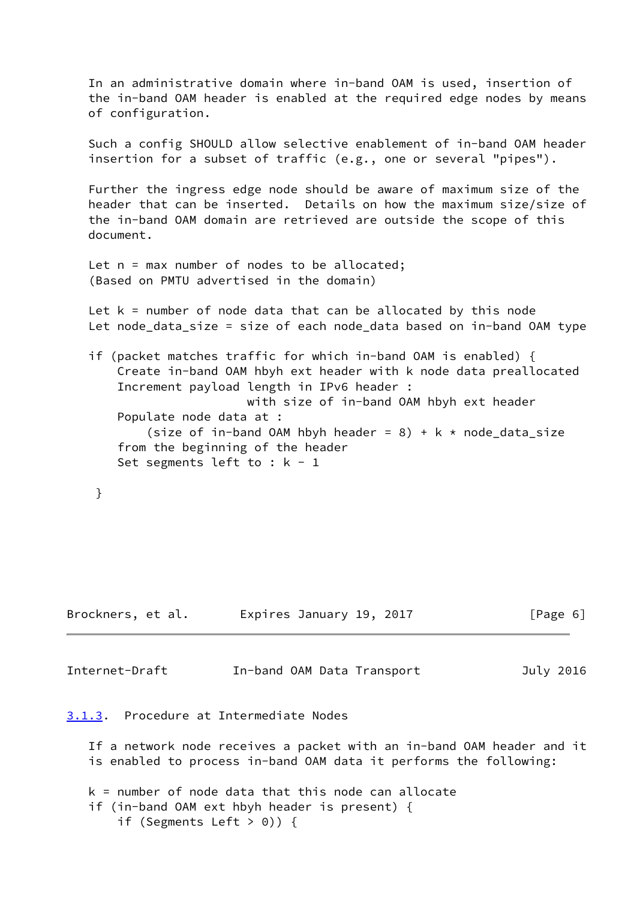In an administrative domain where in-band OAM is used, insertion of the in-band OAM header is enabled at the required edge nodes by means of configuration.

Such a config SHOULD allow selective enablement of in-band OAM header insertion for a subset of traffic (e.g., one or several "pipes").

Further the ingress edge node should be aware of maximum size of the header that can be inserted. Details on how the maximum size/size of the in-band OAM domain are retrieved are outside the scope of this document.

```
Let n = max number of nodes to be allocated;
(Based on PMTU advertised in the domain)

Let k = number of node data that can be allocated by this node
Let node_data_size = size of each node_data based on in-band OAM type

if (packet matches traffic for which in-band OAM is enabled) {
    Create in-band OAM hbyh ext header with k node data preallocated
    Increment payload length in IPv6 header :
                     with size of in-band OAM hbyh ext header
    Populate node data at :
        (size of in-band OAM hbyh header = 8) + k * node_data_size
    from the beginning of the header
    Set segments left to : k - 1

 }
```

### 3.1.3. Procedure at Intermediate Nodes

If a network node receives a packet with an in-band OAM header and it is enabled to process in-band OAM data it performs the following:

```
k = number of node data that this node can allocate
if (in-band OAM ext hbyh header is present) {
    if (Segments Left > 0)) {
```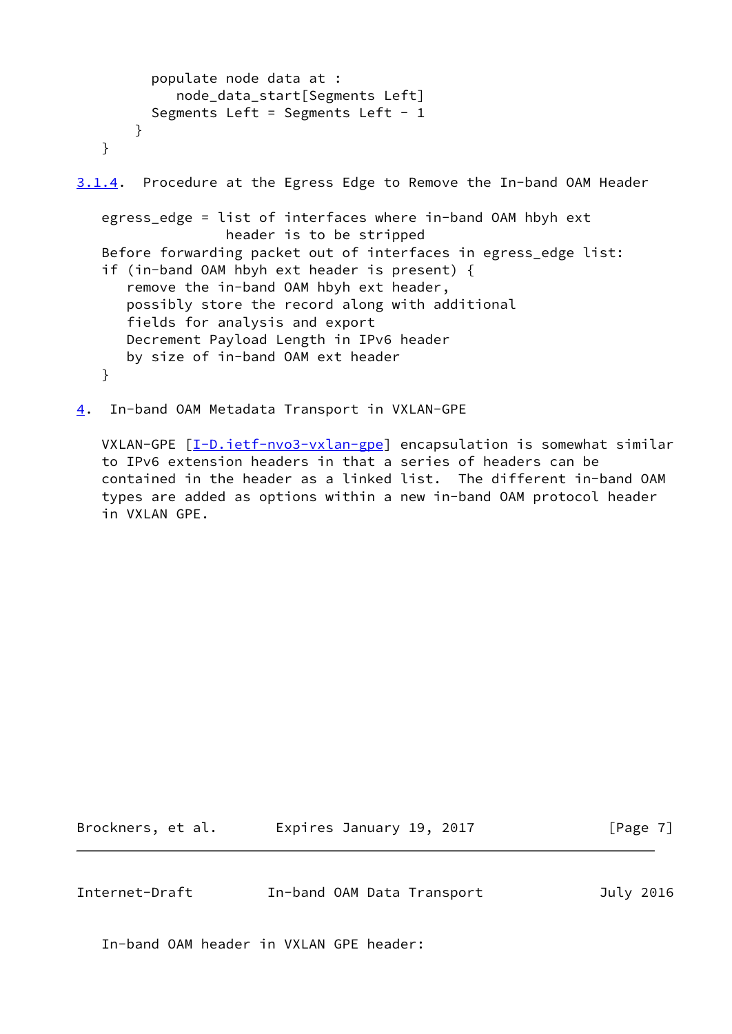```
         populate node data at :
            node_data_start[Segments Left]
         Segments Left = Segments Left - 1
       }
   }
```

### 3.1.4. Procedure at the Egress Edge to Remove the In-band OAM Header

```
   egress_edge = list of interfaces where in-band OAM hbyh ext
                 header is to be stripped
   Before forwarding packet out of interfaces in egress_edge list:
   if (in-band OAM hbyh ext header is present) {
      remove the in-band OAM hbyh ext header,
      possibly store the record along with additional
      fields for analysis and export
      Decrement Payload Length in IPv6 header
      by size of in-band OAM ext header
   }
```

## 4. In-band OAM Metadata Transport in VXLAN-GPE

VXLAN-GPE [I-D.ietf-nvo3-vxlan-gpe] encapsulation is somewhat similar to IPv6 extension headers in that a series of headers can be contained in the header as a linked list. The different in-band OAM types are added as options within a new in-band OAM protocol header in VXLAN GPE.

In-band OAM header in VXLAN GPE header: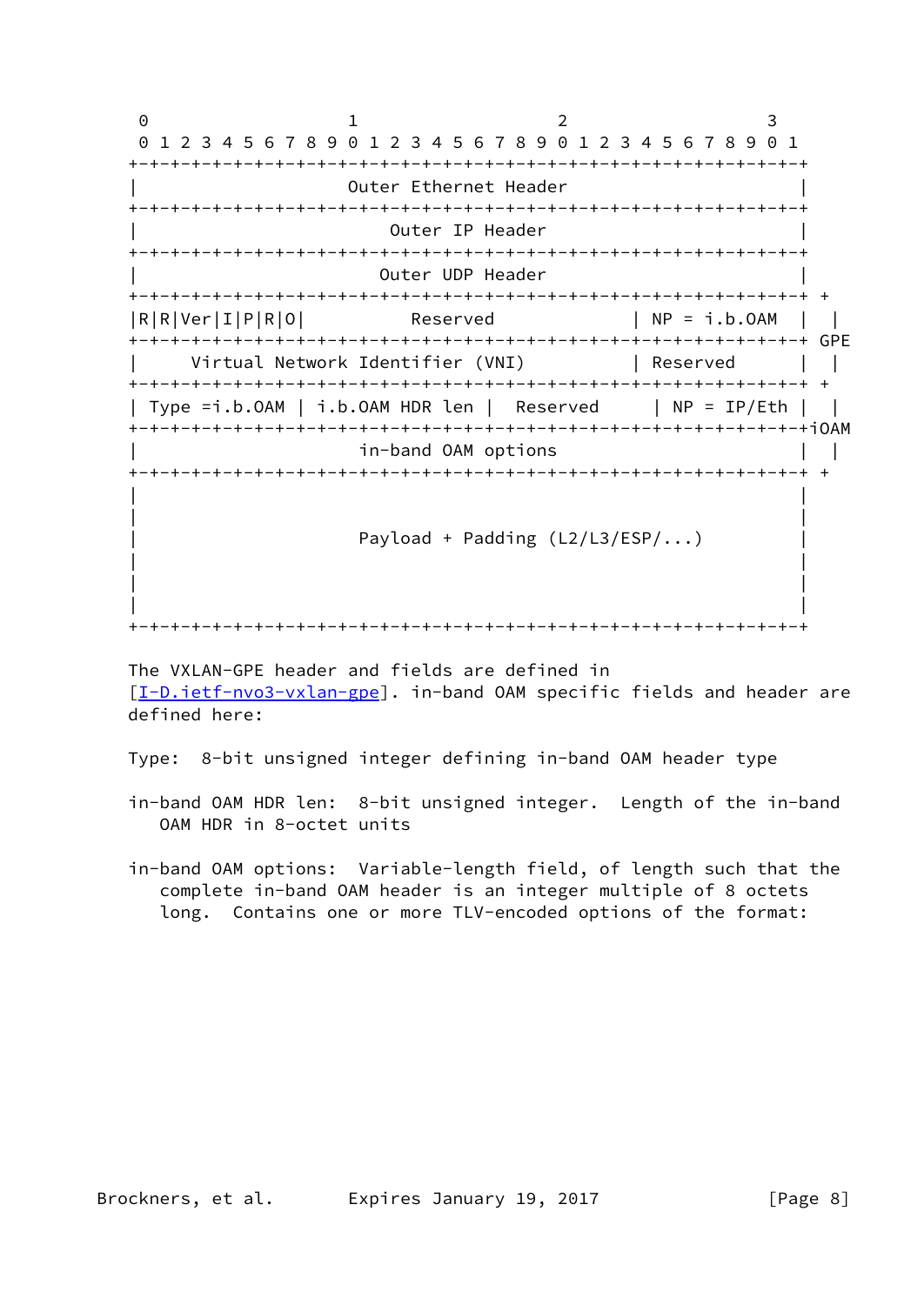```
 0                   1                   2                   3
 0 1 2 3 4 5 6 7 8 9 0 1 2 3 4 5 6 7 8 9 0 1 2 3 4 5 6 7 8 9 0 1
+-+-+-+-+-+-+-+-+-+-+-+-+-+-+-+-+-+-+-+-+-+-+-+-+-+-+-+-+-+-+-+-+
|                    Outer Ethernet Header                      |
+-+-+-+-+-+-+-+-+-+-+-+-+-+-+-+-+-+-+-+-+-+-+-+-+-+-+-+-+-+-+-+-+
|                        Outer IP Header                        |
+-+-+-+-+-+-+-+-+-+-+-+-+-+-+-+-+-+-+-+-+-+-+-+-+-+-+-+-+-+-+-+-+
|                       Outer UDP Header                        |
+-+-+-+-+-+-+-+-+-+-+-+-+-+-+-+-+-+-+-+-+-+-+-+-+-+-+-+-+-+-+-+-+ +
|R|R|Ver|I|P|R|O|          Reserved             | NP = i.b.OAM  | |
+-+-+-+-+-+-+-+-+-+-+-+-+-+-+-+-+-+-+-+-+-+-+-+-+-+-+-+-+-+-+-+-+ GPE
|     Virtual Network Identifier (VNI)          | Reserved      | |
+-+-+-+-+-+-+-+-+-+-+-+-+-+-+-+-+-+-+-+-+-+-+-+-+-+-+-+-+-+-+-+-+ +
| Type =i.b.OAM | i.b.OAM HDR len |  Reserved     | NP = IP/Eth | |
+-+-+-+-+-+-+-+-+-+-+-+-+-+-+-+-+-+-+-+-+-+-+-+-+-+-+-+-+-+-+-+-+iOAM
|                     in-band OAM options                       | |
+-+-+-+-+-+-+-+-+-+-+-+-+-+-+-+-+-+-+-+-+-+-+-+-+-+-+-+-+-+-+-+-+ +
|                                                               |
|                                                               |
|                     Payload + Padding (L2/L3/ESP/...)         |
|                                                               |
|                                                               |
|                                                               |
+-+-+-+-+-+-+-+-+-+-+-+-+-+-+-+-+-+-+-+-+-+-+-+-+-+-+-+-+-+-+-+-+
```

The VXLAN-GPE header and fields are defined in [I-D.ietf-nvo3-vxlan-gpe]. in-band OAM specific fields and header are defined here:

Type: 8-bit unsigned integer defining in-band OAM header type

in-band OAM HDR len: 8-bit unsigned integer. Length of the in-band OAM HDR in 8-octet units

in-band OAM options: Variable-length field, of length such that the complete in-band OAM header is an integer multiple of 8 octets long. Contains one or more TLV-encoded options of the format: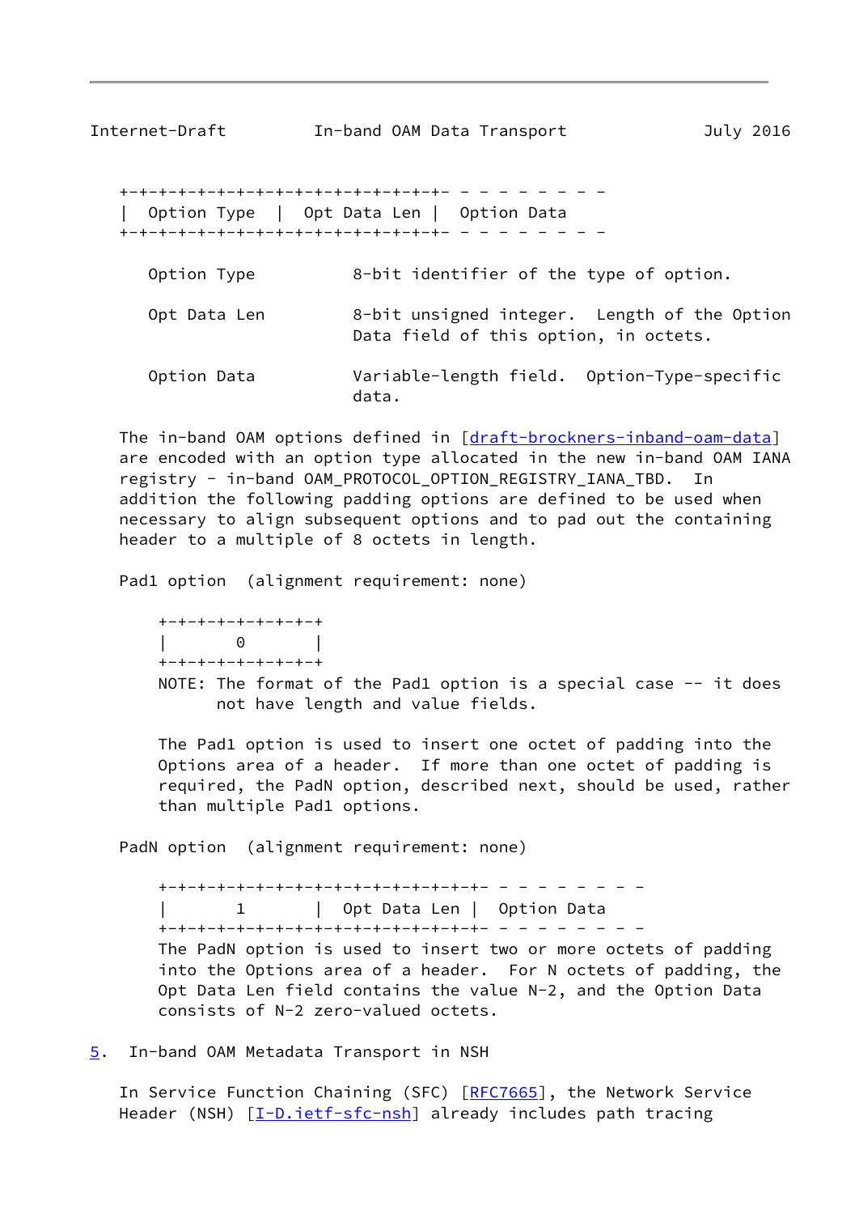```
+-+-+-+-+-+-+-+-+-+-+-+-+-+-+-+-+- - - - - - - -
|  Option Type  |  Opt Data Len |  Option Data
+-+-+-+-+-+-+-+-+-+-+-+-+-+-+-+-+- - - - - - - -
```

Option Type          8-bit identifier of the type of option.

Opt Data Len         8-bit unsigned integer.  Length of the Option Data field of this option, in octets.

Option Data          Variable-length field.  Option-Type-specific data.

The in-band OAM options defined in [draft-brockners-inband-oam-data] are encoded with an option type allocated in the new in-band OAM IANA registry - in-band OAM_PROTOCOL_OPTION_REGISTRY_IANA_TBD.  In addition the following padding options are defined to be used when necessary to align subsequent options and to pad out the containing header to a multiple of 8 octets in length.

Pad1 option  (alignment requirement: none)

```
+-+-+-+-+-+-+-+-+
|       0       |
+-+-+-+-+-+-+-+-+
```

NOTE: The format of the Pad1 option is a special case -- it does not have length and value fields.

The Pad1 option is used to insert one octet of padding into the Options area of a header.  If more than one octet of padding is required, the PadN option, described next, should be used, rather than multiple Pad1 options.

PadN option  (alignment requirement: none)

```
+-+-+-+-+-+-+-+-+-+-+-+-+-+-+-+-+- - - - - - - -
|       1       |  Opt Data Len |  Option Data
+-+-+-+-+-+-+-+-+-+-+-+-+-+-+-+-+- - - - - - - -
```

The PadN option is used to insert two or more octets of padding into the Options area of a header.  For N octets of padding, the Opt Data Len field contains the value N-2, and the Option Data consists of N-2 zero-valued octets.

## 5. In-band OAM Metadata Transport in NSH

In Service Function Chaining (SFC) [RFC7665], the Network Service Header (NSH) [I-D.ietf-sfc-nsh] already includes path tracing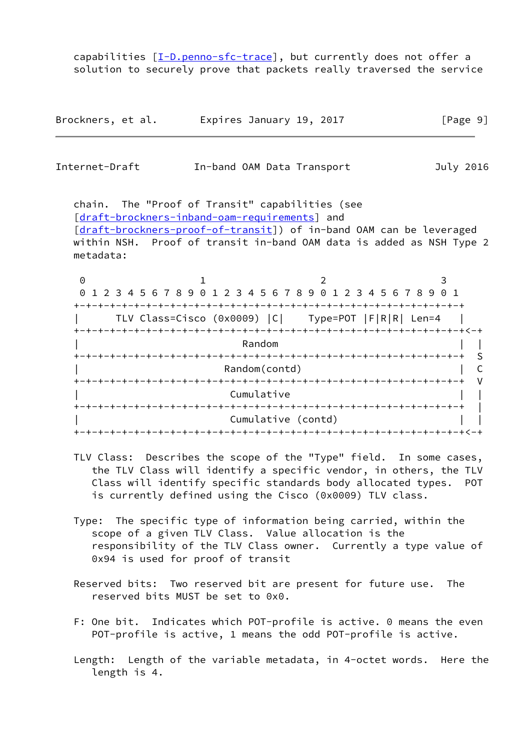capabilities [I-D.penno-sfc-trace], but currently does not offer a solution to securely prove that packets really traversed the service chain. The "Proof of Transit" capabilities (see [draft-brockners-inband-oam-requirements] and [draft-brockners-proof-of-transit]) of in-band OAM can be leveraged within NSH. Proof of transit in-band OAM data is added as NSH Type 2 metadata:

```
 0                   1                   2                   3
 0 1 2 3 4 5 6 7 8 9 0 1 2 3 4 5 6 7 8 9 0 1 2 3 4 5 6 7 8 9 0 1
+-+-+-+-+-+-+-+-+-+-+-+-+-+-+-+-+-+-+-+-+-+-+-+-+-+-+-+-+-+-+-+-+
|      TLV Class=Cisco (0x0009) |C|    Type=POT |F|R|R|  Len=4   |
+-+-+-+-+-+-+-+-+-+-+-+-+-+-+-+-+-+-+-+-+-+-+-+-+-+-+-+-+-+-+-+-+<-+
|                             Random                            |  |
+-+-+-+-+-+-+-+-+-+-+-+-+-+-+-+-+-+-+-+-+-+-+-+-+-+-+-+-+-+-+-+-+  S
|                          Random(contd)                        |  C
+-+-+-+-+-+-+-+-+-+-+-+-+-+-+-+-+-+-+-+-+-+-+-+-+-+-+-+-+-+-+-+-+  V
|                           Cumulative                          |  |
+-+-+-+-+-+-+-+-+-+-+-+-+-+-+-+-+-+-+-+-+-+-+-+-+-+-+-+-+-+-+-+-+  |
|                       Cumulative (contd)                      |  |
+-+-+-+-+-+-+-+-+-+-+-+-+-+-+-+-+-+-+-+-+-+-+-+-+-+-+-+-+-+-+-+-+<-+
```

TLV Class: Describes the scope of the "Type" field. In some cases, the TLV Class will identify a specific vendor, in others, the TLV Class will identify specific standards body allocated types. POT is currently defined using the Cisco (0x0009) TLV class.

Type: The specific type of information being carried, within the scope of a given TLV Class. Value allocation is the responsibility of the TLV Class owner. Currently a type value of 0x94 is used for proof of transit

Reserved bits: Two reserved bit are present for future use. The reserved bits MUST be set to 0x0.

F: One bit. Indicates which POT-profile is active. 0 means the even POT-profile is active, 1 means the odd POT-profile is active.

Length: Length of the variable metadata, in 4-octet words. Here the length is 4.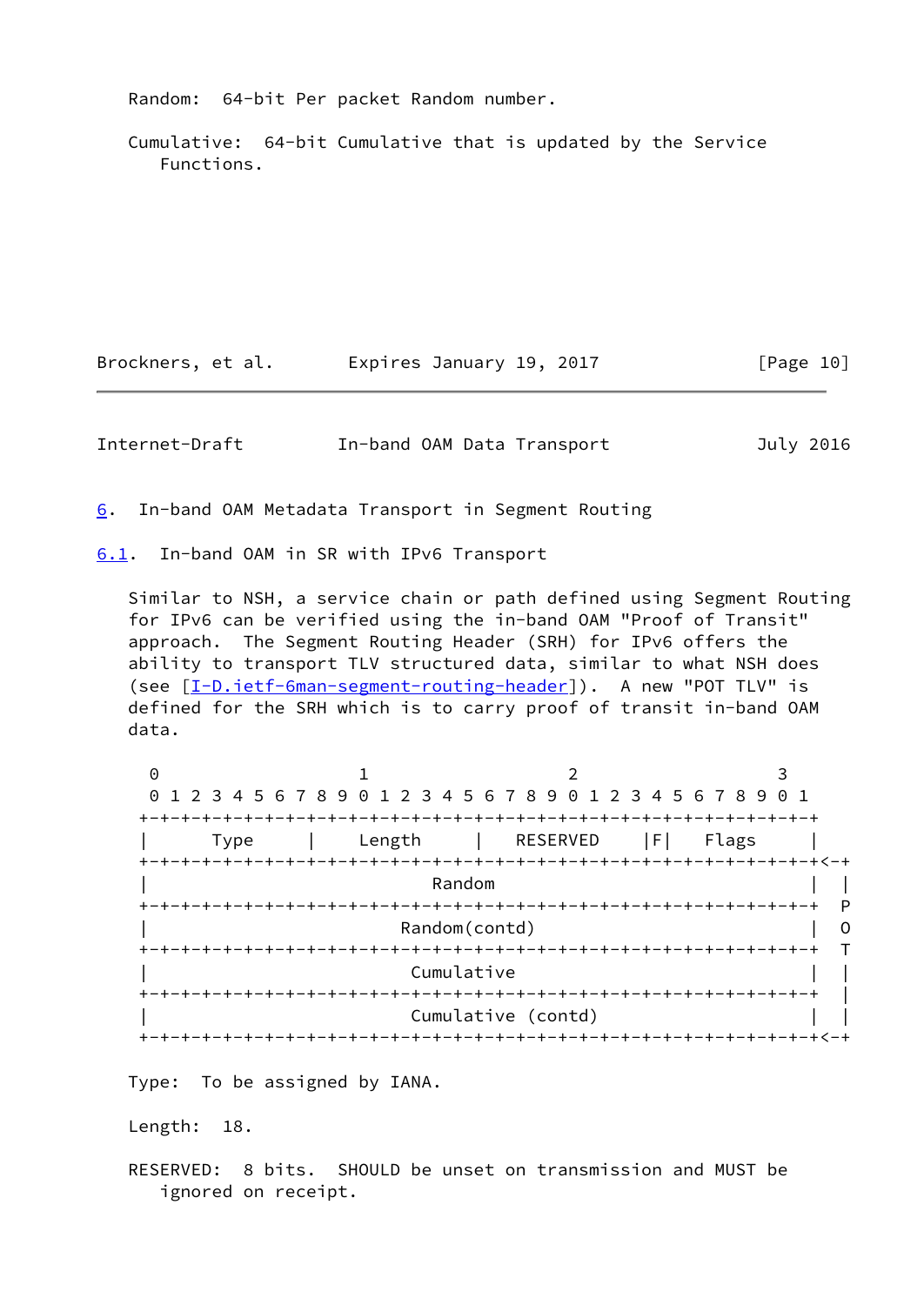Random: 64-bit Per packet Random number.

Cumulative: 64-bit Cumulative that is updated by the Service Functions.

## 6. In-band OAM Metadata Transport in Segment Routing

### 6.1. In-band OAM in SR with IPv6 Transport

Similar to NSH, a service chain or path defined using Segment Routing for IPv6 can be verified using the in-band OAM "Proof of Transit" approach. The Segment Routing Header (SRH) for IPv6 offers the ability to transport TLV structured data, similar to what NSH does (see [I-D.ietf-6man-segment-routing-header]). A new "POT TLV" is defined for the SRH which is to carry proof of transit in-band OAM data.

```
 0                   1                   2                   3
 0 1 2 3 4 5 6 7 8 9 0 1 2 3 4 5 6 7 8 9 0 1 2 3 4 5 6 7 8 9 0 1
+-+-+-+-+-+-+-+-+-+-+-+-+-+-+-+-+-+-+-+-+-+-+-+-+-+-+-+-+-+-+-+-+
|      Type     |    Length     |   RESERVED    |F|   Flags     |
+-+-+-+-+-+-+-+-+-+-+-+-+-+-+-+-+-+-+-+-+-+-+-+-+-+-+-+-+-+-+-+-+<-+
|                            Random                             |  |
+-+-+-+-+-+-+-+-+-+-+-+-+-+-+-+-+-+-+-+-+-+-+-+-+-+-+-+-+-+-+-+-+  P
|                         Random(contd)                         |  O
+-+-+-+-+-+-+-+-+-+-+-+-+-+-+-+-+-+-+-+-+-+-+-+-+-+-+-+-+-+-+-+-+  T
|                          Cumulative                           |  |
+-+-+-+-+-+-+-+-+-+-+-+-+-+-+-+-+-+-+-+-+-+-+-+-+-+-+-+-+-+-+-+-+  |
|                      Cumulative (contd)                       |  |
+-+-+-+-+-+-+-+-+-+-+-+-+-+-+-+-+-+-+-+-+-+-+-+-+-+-+-+-+-+-+-+-+<-+
```

Type: To be assigned by IANA.

Length: 18.

RESERVED: 8 bits. SHOULD be unset on transmission and MUST be ignored on receipt.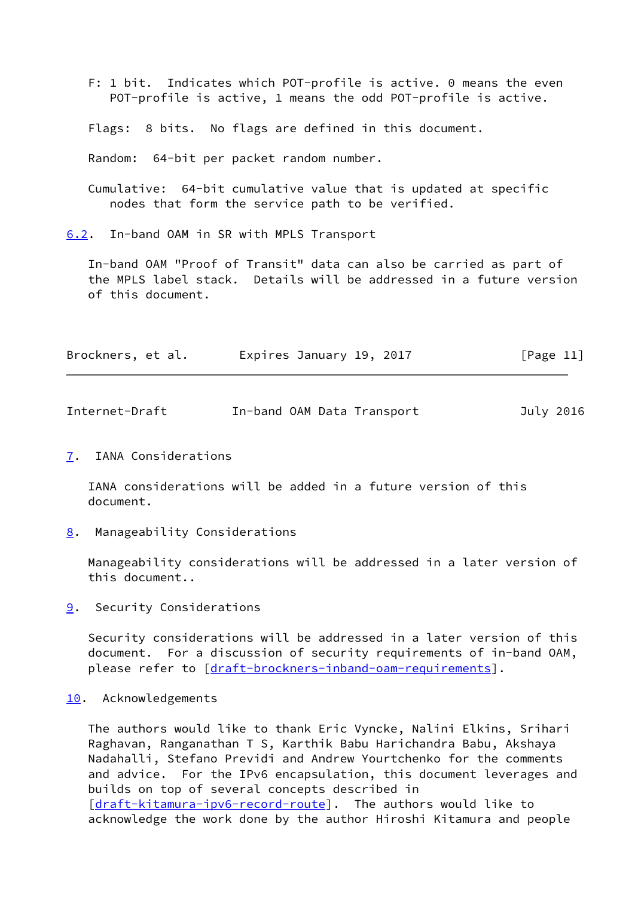F: 1 bit. Indicates which POT-profile is active. 0 means the even POT-profile is active, 1 means the odd POT-profile is active.

Flags: 8 bits. No flags are defined in this document.

Random: 64-bit per packet random number.

Cumulative: 64-bit cumulative value that is updated at specific nodes that form the service path to be verified.

### 6.2. In-band OAM in SR with MPLS Transport

In-band OAM "Proof of Transit" data can also be carried as part of the MPLS label stack. Details will be addressed in a future version of this document.

## 7. IANA Considerations

IANA considerations will be added in a future version of this document.

## 8. Manageability Considerations

Manageability considerations will be addressed in a later version of this document..

## 9. Security Considerations

Security considerations will be addressed in a later version of this document. For a discussion of security requirements of in-band OAM, please refer to [draft-brockners-inband-oam-requirements].

## 10. Acknowledgements

The authors would like to thank Eric Vyncke, Nalini Elkins, Srihari Raghavan, Ranganathan T S, Karthik Babu Harichandra Babu, Akshaya Nadahalli, Stefano Previdi and Andrew Yourtchenko for the comments and advice. For the IPv6 encapsulation, this document leverages and builds on top of several concepts described in [draft-kitamura-ipv6-record-route]. The authors would like to acknowledge the work done by the author Hiroshi Kitamura and people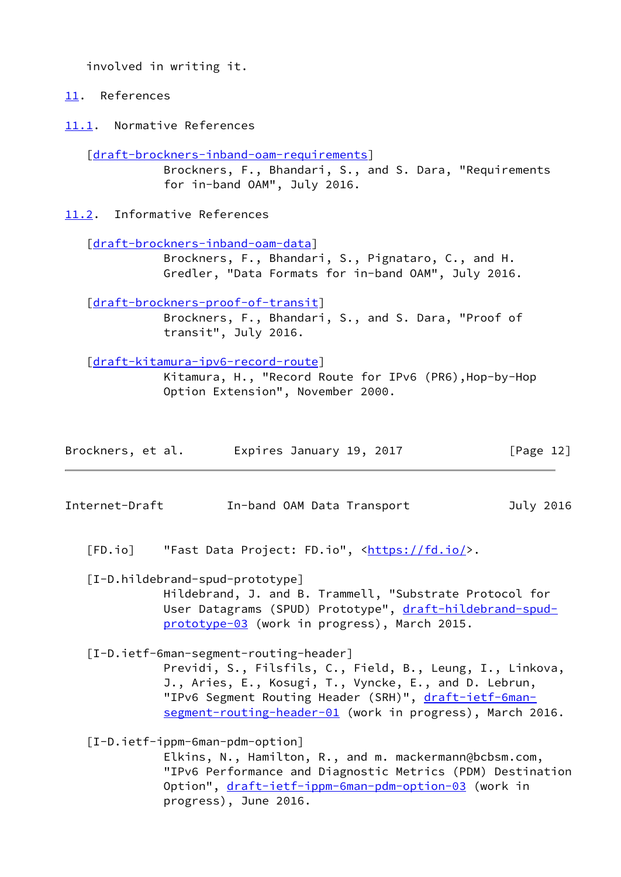involved in writing it.

## 11. References

### 11.1. Normative References

[draft-brockners-inband-oam-requirements]
Brockners, F., Bhandari, S., and S. Dara, "Requirements for in-band OAM", July 2016.

### 11.2. Informative References

[draft-brockners-inband-oam-data]
Brockners, F., Bhandari, S., Pignataro, C., and H. Gredler, "Data Formats for in-band OAM", July 2016.

[draft-brockners-proof-of-transit]
Brockners, F., Bhandari, S., and S. Dara, "Proof of transit", July 2016.

[draft-kitamura-ipv6-record-route]
Kitamura, H., "Record Route for IPv6 (PR6),Hop-by-Hop Option Extension", November 2000.

[FD.io] "Fast Data Project: FD.io", <https://fd.io/>.

[I-D.hildebrand-spud-prototype]
Hildebrand, J. and B. Trammell, "Substrate Protocol for User Datagrams (SPUD) Prototype", draft-hildebrand-spud-prototype-03 (work in progress), March 2015.

[I-D.ietf-6man-segment-routing-header]
Previdi, S., Filsfils, C., Field, B., Leung, I., Linkova, J., Aries, E., Kosugi, T., Vyncke, E., and D. Lebrun, "IPv6 Segment Routing Header (SRH)", draft-ietf-6man-segment-routing-header-01 (work in progress), March 2016.

[I-D.ietf-ippm-6man-pdm-option]
Elkins, N., Hamilton, R., and m. mackermann@bcbsm.com, "IPv6 Performance and Diagnostic Metrics (PDM) Destination Option", draft-ietf-ippm-6man-pdm-option-03 (work in progress), June 2016.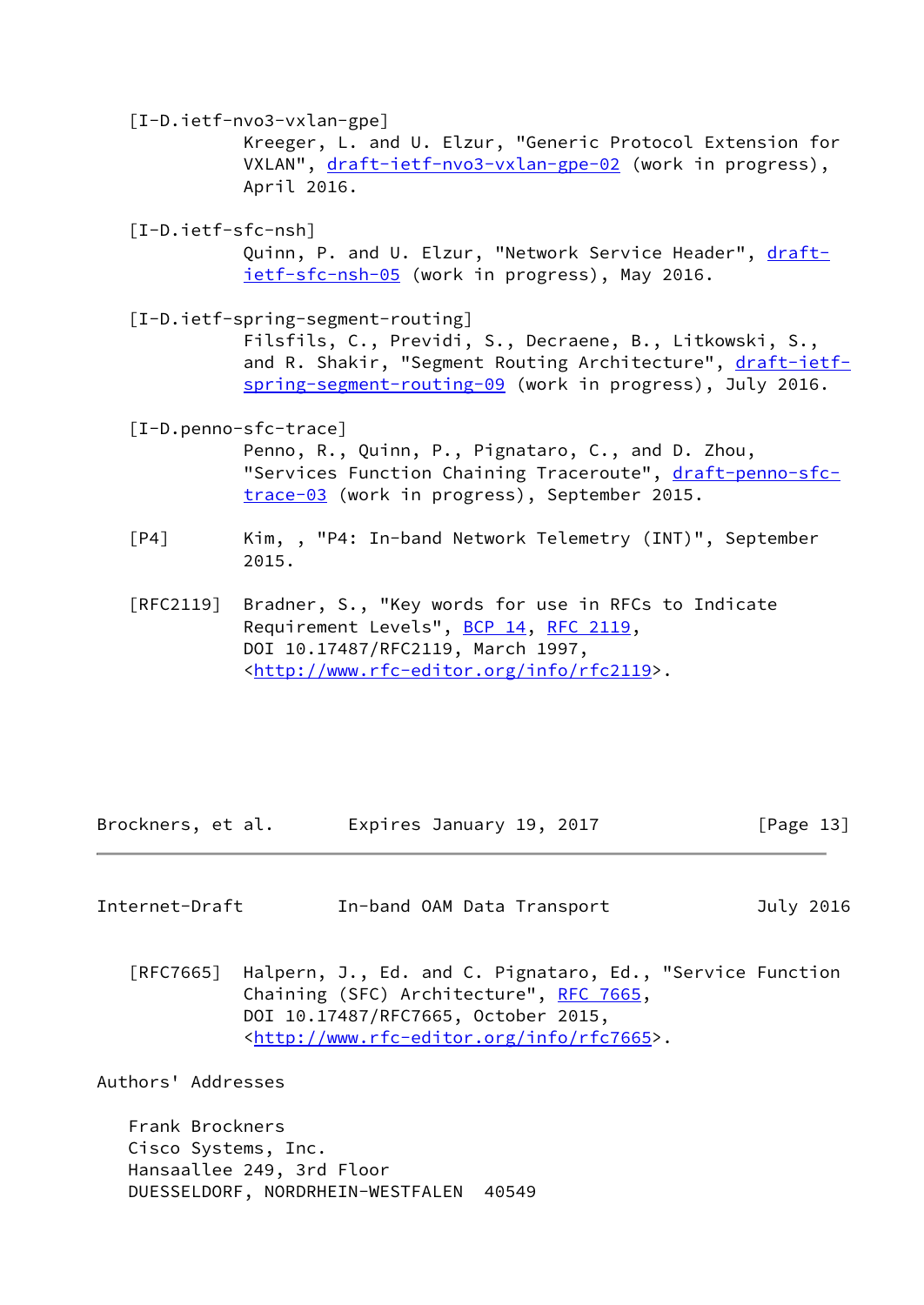[I-D.ietf-nvo3-vxlan-gpe]
Kreeger, L. and U. Elzur, "Generic Protocol Extension for VXLAN", draft-ietf-nvo3-vxlan-gpe-02 (work in progress), April 2016.

[I-D.ietf-sfc-nsh]
Quinn, P. and U. Elzur, "Network Service Header", draft-ietf-sfc-nsh-05 (work in progress), May 2016.

[I-D.ietf-spring-segment-routing]
Filsfils, C., Previdi, S., Decraene, B., Litkowski, S., and R. Shakir, "Segment Routing Architecture", draft-ietf-spring-segment-routing-09 (work in progress), July 2016.

[I-D.penno-sfc-trace]
Penno, R., Quinn, P., Pignataro, C., and D. Zhou, "Services Function Chaining Traceroute", draft-penno-sfc-trace-03 (work in progress), September 2015.

[P4] Kim, , "P4: In-band Network Telemetry (INT)", September 2015.

[RFC2119] Bradner, S., "Key words for use in RFCs to Indicate Requirement Levels", BCP 14, RFC 2119, DOI 10.17487/RFC2119, March 1997, <http://www.rfc-editor.org/info/rfc2119>.

[RFC7665] Halpern, J., Ed. and C. Pignataro, Ed., "Service Function Chaining (SFC) Architecture", RFC 7665, DOI 10.17487/RFC7665, October 2015, <http://www.rfc-editor.org/info/rfc7665>.

## Authors' Addresses

Frank Brockners
Cisco Systems, Inc.
Hansaallee 249, 3rd Floor
DUESSELDORF, NORDRHEIN-WESTFALEN 40549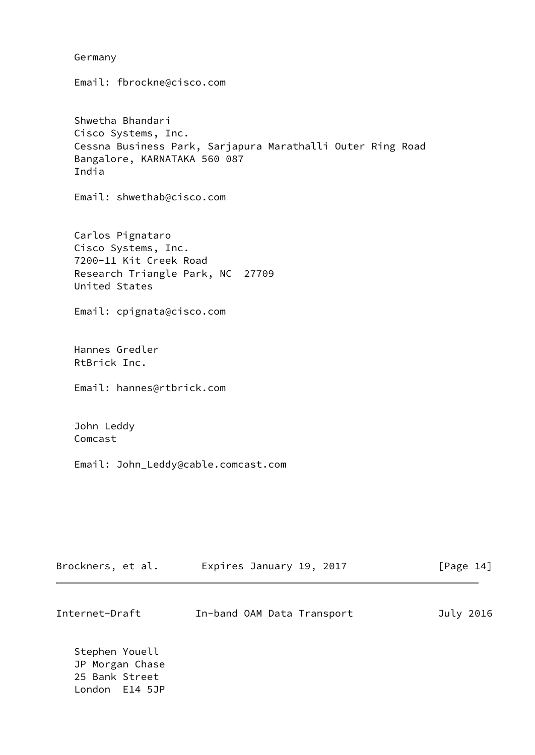Germany

Email: fbrockne@cisco.com

Shwetha Bhandari
Cisco Systems, Inc.
Cessna Business Park, Sarjapura Marathalli Outer Ring Road
Bangalore, KARNATAKA 560 087
India

Email: shwethab@cisco.com

Carlos Pignataro
Cisco Systems, Inc.
7200-11 Kit Creek Road
Research Triangle Park, NC  27709
United States

Email: cpignata@cisco.com

Hannes Gredler
RtBrick Inc.

Email: hannes@rtbrick.com

John Leddy
Comcast

Email: John_Leddy@cable.comcast.com

Stephen Youell
JP Morgan Chase
25 Bank Street
London  E14 5JP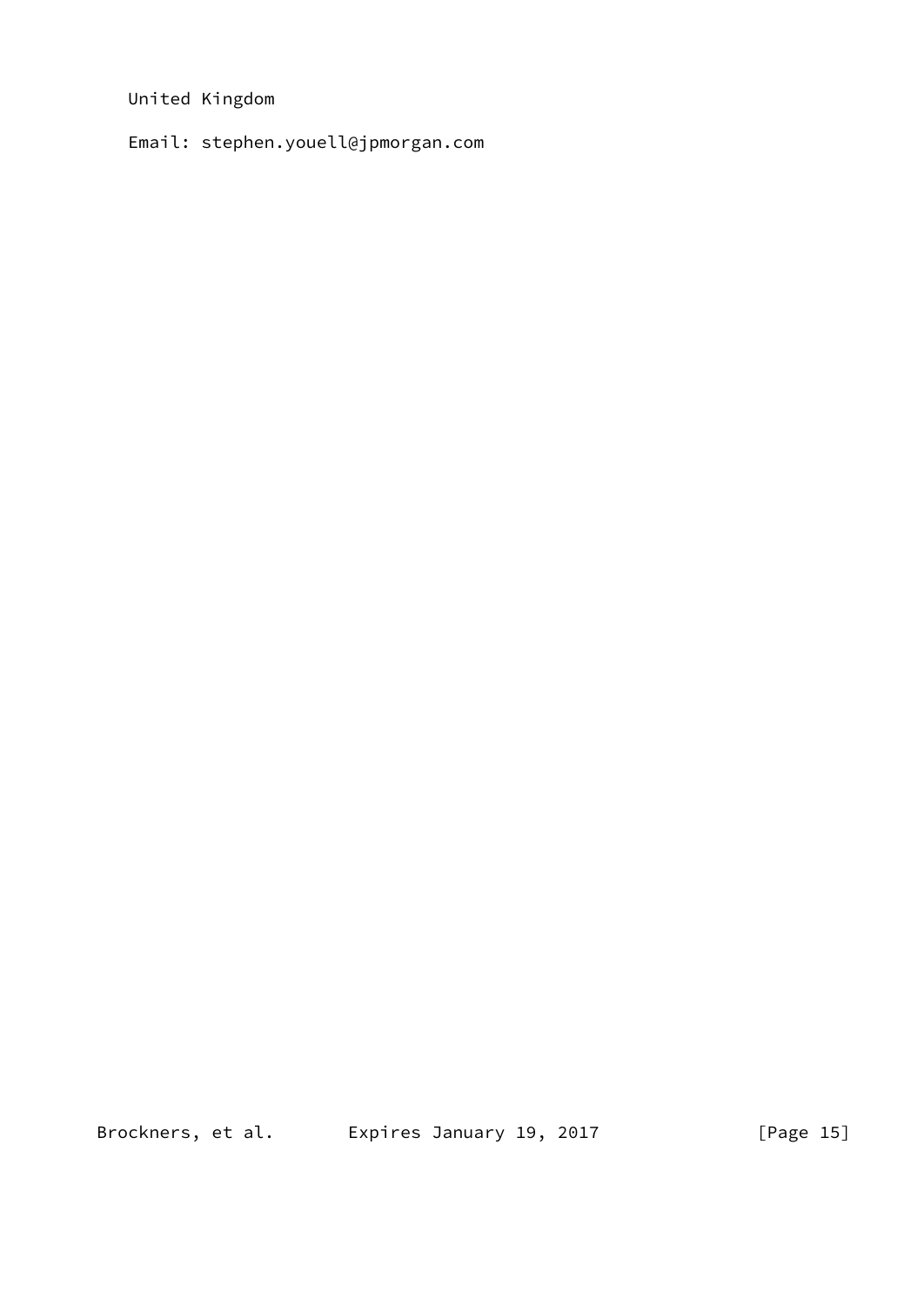United Kingdom

Email: stephen.youell@jpmorgan.com